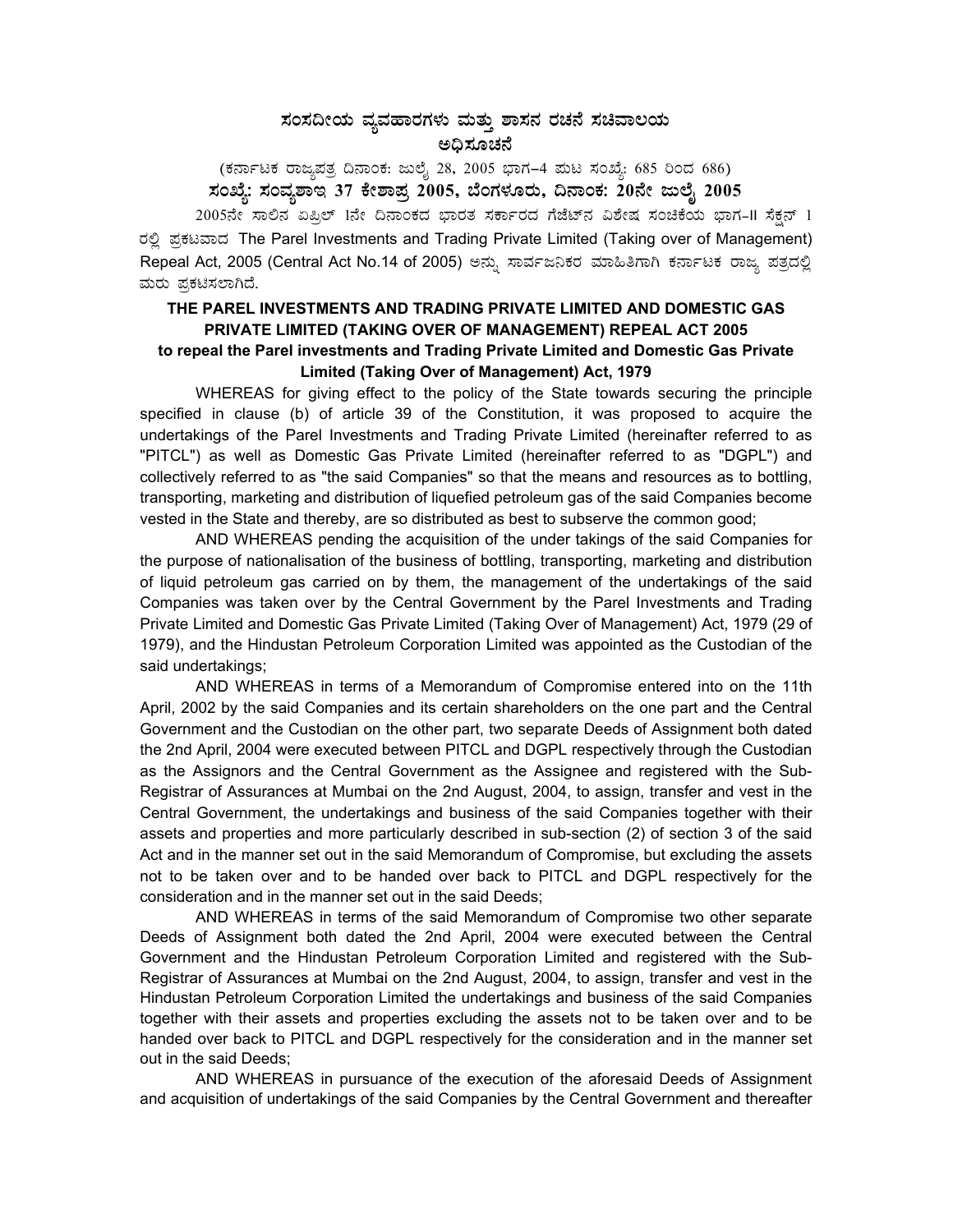# ಸಂಸದೀಯ ವ್ಯವಹಾರಗಳು ಮತ್ತು ಶಾಸನ ರಚನೆ ಸಚಿವಾಲಯ

## ಅಧಿಸೂಚನೆ

(ಕರ್ನಾಟಕ ರಾಜ್ಯಪತ್ರ ದಿನಾಂಕ: ಜುಲೈ 28, 2005 ಭಾಗ–4 ಪುಟ ಸಂಖ್ಯೆ: 685 ರಿಂದ 686)

**ಸಂಖ್ಯೆ: ಸಂವ್ಯಶಾಇ 37 ಕೇಶಾಪ್ರ 2005, ಬೆಂಗಳೂರು, ದಿನಾಂಕ: 20ನೇ ಜುಲೈ 2005**

2005ನೇ ಸಾಲಿನ ಏಪ್ರಿಲ್ 1ನೇ ದಿನಾಂಕದ ಭಾರತ ಸರ್ಕಾರದ ಗೆಜೆಟ್‌ನ ವಿಶೇಷ ಸಂಚಿಕೆಯ ಭಾಗ-II ಸೆಕ್ಷನ್ 1 ರಲ್ಲಿ ಪ್ರಕಟವಾದ The Parel Investments and Trading Private Limited (Taking over of Management) Repeal Act, 2005 (Central Act No.14 of 2005) ಅನ್ನು ಸಾರ್ವಜನಿಕರ ಮಾಹಿತಿಗಾಗಿ ಕರ್ನಾಟಕ ರಾಜ್ಯ ಪತ್ರದಲ್ಲಿ ಮರು ಪ್ರಕಟಿಸಲಾಗಿದೆ.

**THE PAREL INVESTMENTS AND TRADING PRIVATE LIMITED AND DOMESTIC GAS PRIVATE LIMITED (TAKING OVER OF MANAGEMENT) REPEAL ACT 2005**

**to repeal the Parel investments and Trading Private Limited and Domestic Gas Private Limited (Taking Over of Management) Act, 1979**

WHEREAS for giving effect to the policy of the State towards securing the principle specified in clause (b) of article 39 of the Constitution, it was proposed to acquire the undertakings of the Parel Investments and Trading Private Limited (hereinafter referred to as "PITCL") as well as Domestic Gas Private Limited (hereinafter referred to as "DGPL") and collectively referred to as "the said Companies" so that the means and resources as to bottling, transporting, marketing and distribution of liquefied petroleum gas of the said Companies become vested in the State and thereby, are so distributed as best to subserve the common good;

AND WHEREAS pending the acquisition of the under takings of the said Companies for the purpose of nationalisation of the business of bottling, transporting, marketing and distribution of liquid petroleum gas carried on by them, the management of the undertakings of the said Companies was taken over by the Central Government by the Parel Investments and Trading Private Limited and Domestic Gas Private Limited (Taking Over of Management) Act, 1979 (29 of 1979), and the Hindustan Petroleum Corporation Limited was appointed as the Custodian of the said undertakings;

AND WHEREAS in terms of a Memorandum of Compromise entered into on the 11th April, 2002 by the said Companies and its certain shareholders on the one part and the Central Government and the Custodian on the other part, two separate Deeds of Assignment both dated the 2nd April, 2004 were executed between PITCL and DGPL respectively through the Custodian as the Assignors and the Central Government as the Assignee and registered with the Sub-Registrar of Assurances at Mumbai on the 2nd August, 2004, to assign, transfer and vest in the Central Government, the undertakings and business of the said Companies together with their assets and properties and more particularly described in sub-section (2) of section 3 of the said Act and in the manner set out in the said Memorandum of Compromise, but excluding the assets not to be taken over and to be handed over back to PITCL and DGPL respectively for the consideration and in the manner set out in the said Deeds;

AND WHEREAS in terms of the said Memorandum of Compromise two other separate Deeds of Assignment both dated the 2nd April, 2004 were executed between the Central Government and the Hindustan Petroleum Corporation Limited and registered with the Sub-Registrar of Assurances at Mumbai on the 2nd August, 2004, to assign, transfer and vest in the Hindustan Petroleum Corporation Limited the undertakings and business of the said Companies together with their assets and properties excluding the assets not to be taken over and to be handed over back to PITCL and DGPL respectively for the consideration and in the manner set out in the said Deeds;

AND WHEREAS in pursuance of the execution of the aforesaid Deeds of Assignment and acquisition of undertakings of the said Companies by the Central Government and thereafter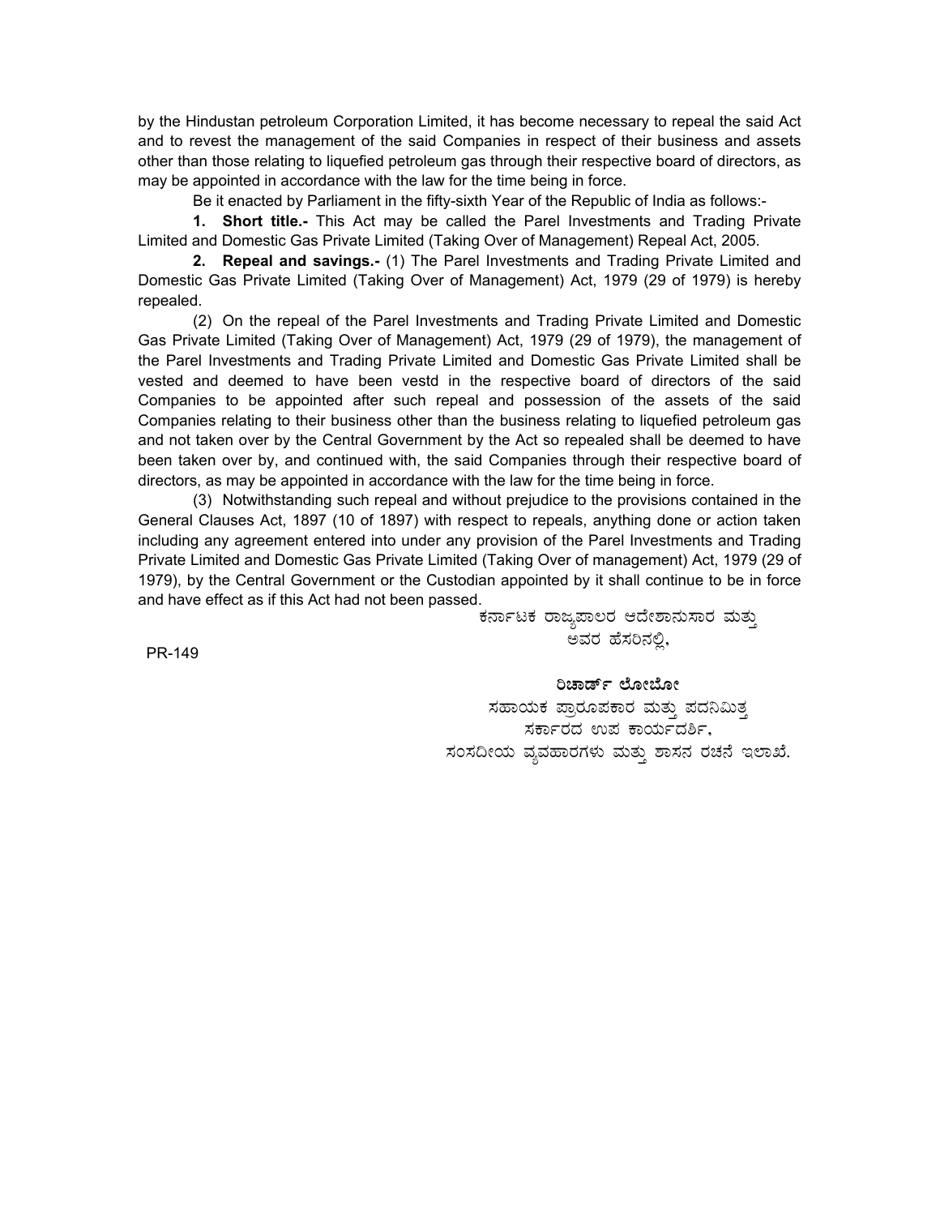by the Hindustan petroleum Corporation Limited, it has become necessary to repeal the said Act and to revest the management of the said Companies in respect of their business and assets other than those relating to liquefied petroleum gas through their respective board of directors, as may be appointed in accordance with the law for the time being in force.

Be it enacted by Parliament in the fifty-sixth Year of the Republic of India as follows:-

**1. Short title.-** This Act may be called the Parel Investments and Trading Private Limited and Domestic Gas Private Limited (Taking Over of Management) Repeal Act, 2005.

**2. Repeal and savings.-** (1) The Parel Investments and Trading Private Limited and Domestic Gas Private Limited (Taking Over of Management) Act, 1979 (29 of 1979) is hereby repealed.

(2) On the repeal of the Parel Investments and Trading Private Limited and Domestic Gas Private Limited (Taking Over of Management) Act, 1979 (29 of 1979), the management of the Parel Investments and Trading Private Limited and Domestic Gas Private Limited shall be vested and deemed to have been vestd in the respective board of directors of the said Companies to be appointed after such repeal and possession of the assets of the said Companies relating to their business other than the business relating to liquefied petroleum gas and not taken over by the Central Government by the Act so repealed shall be deemed to have been taken over by, and continued with, the said Companies through their respective board of directors, as may be appointed in accordance with the law for the time being in force.

(3) Notwithstanding such repeal and without prejudice to the provisions contained in the General Clauses Act, 1897 (10 of 1897) with respect to repeals, anything done or action taken including any agreement entered into under any provision of the Parel Investments and Trading Private Limited and Domestic Gas Private Limited (Taking Over of management) Act, 1979 (29 of 1979), by the Central Government or the Custodian appointed by it shall continue to be in force and have effect as if this Act had not been passed.

ಕರ್ನಾಟಕ ರಾಜ್ಯಪಾಲರ ಆದೇಶಾನುಸಾರ ಮತ್ತು
ಅವರ ಹೆಸರಿನಲ್ಲಿ,

PR-149

**ರಿಚಾರ್ಡ್ ಲೋಬೋ**
ಸಹಾಯಕ ಪ್ರಾರೂಪಕಾರ ಮತ್ತು ಪದನಿಮಿತ್ತ
ಸರ್ಕಾರದ ಉಪ ಕಾರ್ಯದರ್ಶಿ,
ಸಂಸದೀಯ ವ್ಯವಹಾರಗಳು ಮತ್ತು ಶಾಸನ ರಚನೆ ಇಲಾಖೆ.